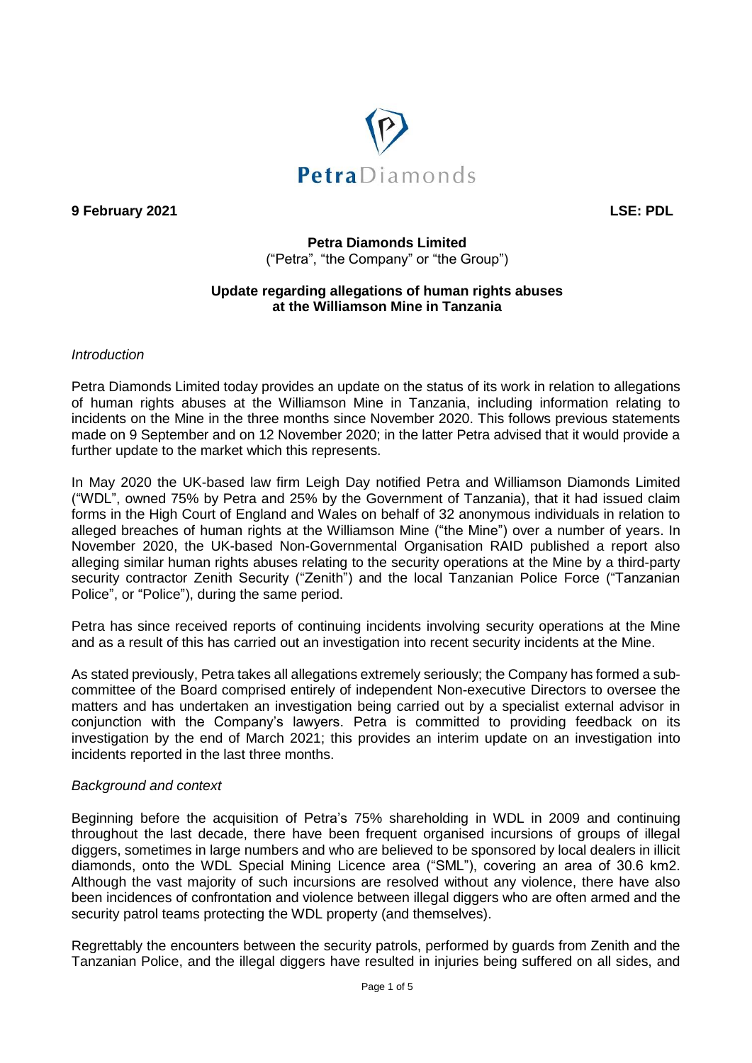**9 February 2021** **LSE: PDL**

**Petra Diamonds Limited**
("Petra", "the Company" or "the Group")

**Update regarding allegations of human rights abuses at the Williamson Mine in Tanzania**

*Introduction*

Petra Diamonds Limited today provides an update on the status of its work in relation to allegations of human rights abuses at the Williamson Mine in Tanzania, including information relating to incidents on the Mine in the three months since November 2020. This follows previous statements made on 9 September and on 12 November 2020; in the latter Petra advised that it would provide a further update to the market which this represents.

In May 2020 the UK-based law firm Leigh Day notified Petra and Williamson Diamonds Limited ("WDL", owned 75% by Petra and 25% by the Government of Tanzania), that it had issued claim forms in the High Court of England and Wales on behalf of 32 anonymous individuals in relation to alleged breaches of human rights at the Williamson Mine ("the Mine") over a number of years. In November 2020, the UK-based Non-Governmental Organisation RAID published a report also alleging similar human rights abuses relating to the security operations at the Mine by a third-party security contractor Zenith Security ("Zenith") and the local Tanzanian Police Force ("Tanzanian Police", or "Police"), during the same period.

Petra has since received reports of continuing incidents involving security operations at the Mine and as a result of this has carried out an investigation into recent security incidents at the Mine.

As stated previously, Petra takes all allegations extremely seriously; the Company has formed a sub-committee of the Board comprised entirely of independent Non-executive Directors to oversee the matters and has undertaken an investigation being carried out by a specialist external advisor in conjunction with the Company's lawyers. Petra is committed to providing feedback on its investigation by the end of March 2021; this provides an interim update on an investigation into incidents reported in the last three months.

*Background and context*

Beginning before the acquisition of Petra's 75% shareholding in WDL in 2009 and continuing throughout the last decade, there have been frequent organised incursions of groups of illegal diggers, sometimes in large numbers and who are believed to be sponsored by local dealers in illicit diamonds, onto the WDL Special Mining Licence area ("SML"), covering an area of 30.6 km2. Although the vast majority of such incursions are resolved without any violence, there have also been incidences of confrontation and violence between illegal diggers who are often armed and the security patrol teams protecting the WDL property (and themselves).

Regrettably the encounters between the security patrols, performed by guards from Zenith and the Tanzanian Police, and the illegal diggers have resulted in injuries being suffered on all sides, and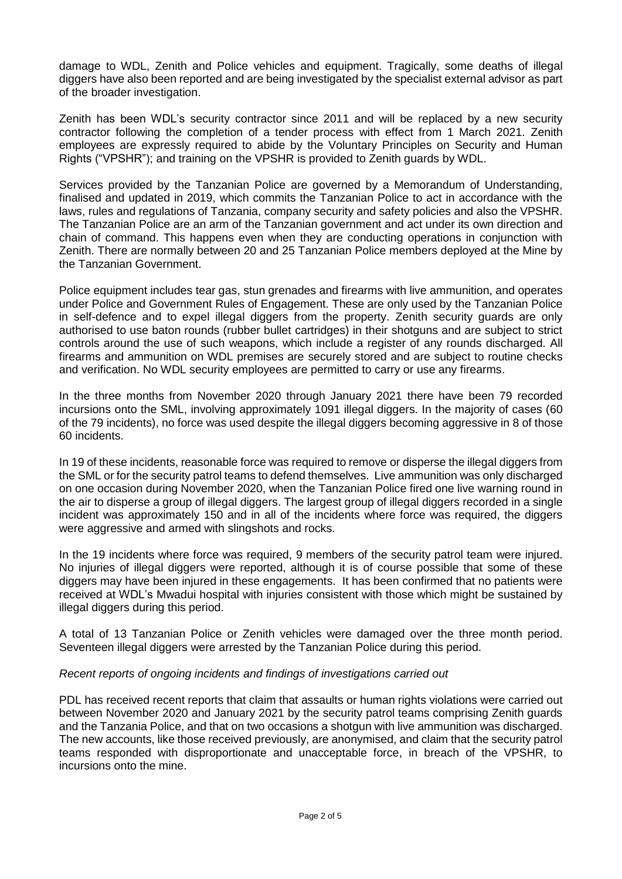damage to WDL, Zenith and Police vehicles and equipment. Tragically, some deaths of illegal diggers have also been reported and are being investigated by the specialist external advisor as part of the broader investigation.

Zenith has been WDL's security contractor since 2011 and will be replaced by a new security contractor following the completion of a tender process with effect from 1 March 2021. Zenith employees are expressly required to abide by the Voluntary Principles on Security and Human Rights ("VPSHR"); and training on the VPSHR is provided to Zenith guards by WDL.

Services provided by the Tanzanian Police are governed by a Memorandum of Understanding, finalised and updated in 2019, which commits the Tanzanian Police to act in accordance with the laws, rules and regulations of Tanzania, company security and safety policies and also the VPSHR. The Tanzanian Police are an arm of the Tanzanian government and act under its own direction and chain of command. This happens even when they are conducting operations in conjunction with Zenith. There are normally between 20 and 25 Tanzanian Police members deployed at the Mine by the Tanzanian Government.

Police equipment includes tear gas, stun grenades and firearms with live ammunition, and operates under Police and Government Rules of Engagement. These are only used by the Tanzanian Police in self-defence and to expel illegal diggers from the property. Zenith security guards are only authorised to use baton rounds (rubber bullet cartridges) in their shotguns and are subject to strict controls around the use of such weapons, which include a register of any rounds discharged. All firearms and ammunition on WDL premises are securely stored and are subject to routine checks and verification. No WDL security employees are permitted to carry or use any firearms.

In the three months from November 2020 through January 2021 there have been 79 recorded incursions onto the SML, involving approximately 1091 illegal diggers. In the majority of cases (60 of the 79 incidents), no force was used despite the illegal diggers becoming aggressive in 8 of those 60 incidents.

In 19 of these incidents, reasonable force was required to remove or disperse the illegal diggers from the SML or for the security patrol teams to defend themselves. Live ammunition was only discharged on one occasion during November 2020, when the Tanzanian Police fired one live warning round in the air to disperse a group of illegal diggers. The largest group of illegal diggers recorded in a single incident was approximately 150 and in all of the incidents where force was required, the diggers were aggressive and armed with slingshots and rocks.

In the 19 incidents where force was required, 9 members of the security patrol team were injured. No injuries of illegal diggers were reported, although it is of course possible that some of these diggers may have been injured in these engagements. It has been confirmed that no patients were received at WDL's Mwadui hospital with injuries consistent with those which might be sustained by illegal diggers during this period.

A total of 13 Tanzanian Police or Zenith vehicles were damaged over the three month period. Seventeen illegal diggers were arrested by the Tanzanian Police during this period.

*Recent reports of ongoing incidents and findings of investigations carried out*

PDL has received recent reports that claim that assaults or human rights violations were carried out between November 2020 and January 2021 by the security patrol teams comprising Zenith guards and the Tanzania Police, and that on two occasions a shotgun with live ammunition was discharged. The new accounts, like those received previously, are anonymised, and claim that the security patrol teams responded with disproportionate and unacceptable force, in breach of the VPSHR, to incursions onto the mine.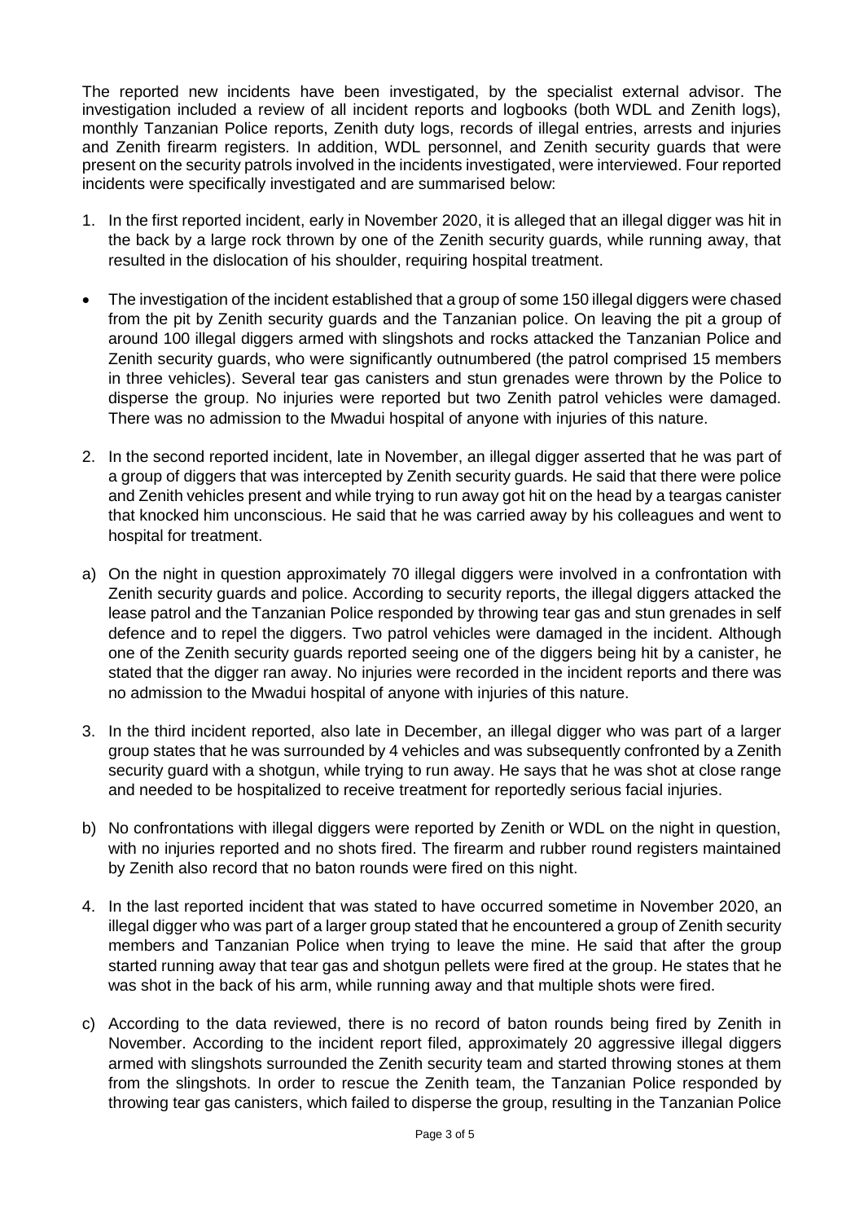The reported new incidents have been investigated, by the specialist external advisor. The investigation included a review of all incident reports and logbooks (both WDL and Zenith logs), monthly Tanzanian Police reports, Zenith duty logs, records of illegal entries, arrests and injuries and Zenith firearm registers. In addition, WDL personnel, and Zenith security guards that were present on the security patrols involved in the incidents investigated, were interviewed. Four reported incidents were specifically investigated and are summarised below:

1. In the first reported incident, early in November 2020, it is alleged that an illegal digger was hit in the back by a large rock thrown by one of the Zenith security guards, while running away, that resulted in the dislocation of his shoulder, requiring hospital treatment.

- The investigation of the incident established that a group of some 150 illegal diggers were chased from the pit by Zenith security guards and the Tanzanian police. On leaving the pit a group of around 100 illegal diggers armed with slingshots and rocks attacked the Tanzanian Police and Zenith security guards, who were significantly outnumbered (the patrol comprised 15 members in three vehicles). Several tear gas canisters and stun grenades were thrown by the Police to disperse the group. No injuries were reported but two Zenith patrol vehicles were damaged. There was no admission to the Mwadui hospital of anyone with injuries of this nature.

2. In the second reported incident, late in November, an illegal digger asserted that he was part of a group of diggers that was intercepted by Zenith security guards. He said that there were police and Zenith vehicles present and while trying to run away got hit on the head by a teargas canister that knocked him unconscious. He said that he was carried away by his colleagues and went to hospital for treatment.

a) On the night in question approximately 70 illegal diggers were involved in a confrontation with Zenith security guards and police. According to security reports, the illegal diggers attacked the lease patrol and the Tanzanian Police responded by throwing tear gas and stun grenades in self defence and to repel the diggers. Two patrol vehicles were damaged in the incident. Although one of the Zenith security guards reported seeing one of the diggers being hit by a canister, he stated that the digger ran away. No injuries were recorded in the incident reports and there was no admission to the Mwadui hospital of anyone with injuries of this nature.

3. In the third incident reported, also late in December, an illegal digger who was part of a larger group states that he was surrounded by 4 vehicles and was subsequently confronted by a Zenith security guard with a shotgun, while trying to run away. He says that he was shot at close range and needed to be hospitalized to receive treatment for reportedly serious facial injuries.

b) No confrontations with illegal diggers were reported by Zenith or WDL on the night in question, with no injuries reported and no shots fired. The firearm and rubber round registers maintained by Zenith also record that no baton rounds were fired on this night.

4. In the last reported incident that was stated to have occurred sometime in November 2020, an illegal digger who was part of a larger group stated that he encountered a group of Zenith security members and Tanzanian Police when trying to leave the mine. He said that after the group started running away that tear gas and shotgun pellets were fired at the group. He states that he was shot in the back of his arm, while running away and that multiple shots were fired.

c) According to the data reviewed, there is no record of baton rounds being fired by Zenith in November. According to the incident report filed, approximately 20 aggressive illegal diggers armed with slingshots surrounded the Zenith security team and started throwing stones at them from the slingshots. In order to rescue the Zenith team, the Tanzanian Police responded by throwing tear gas canisters, which failed to disperse the group, resulting in the Tanzanian Police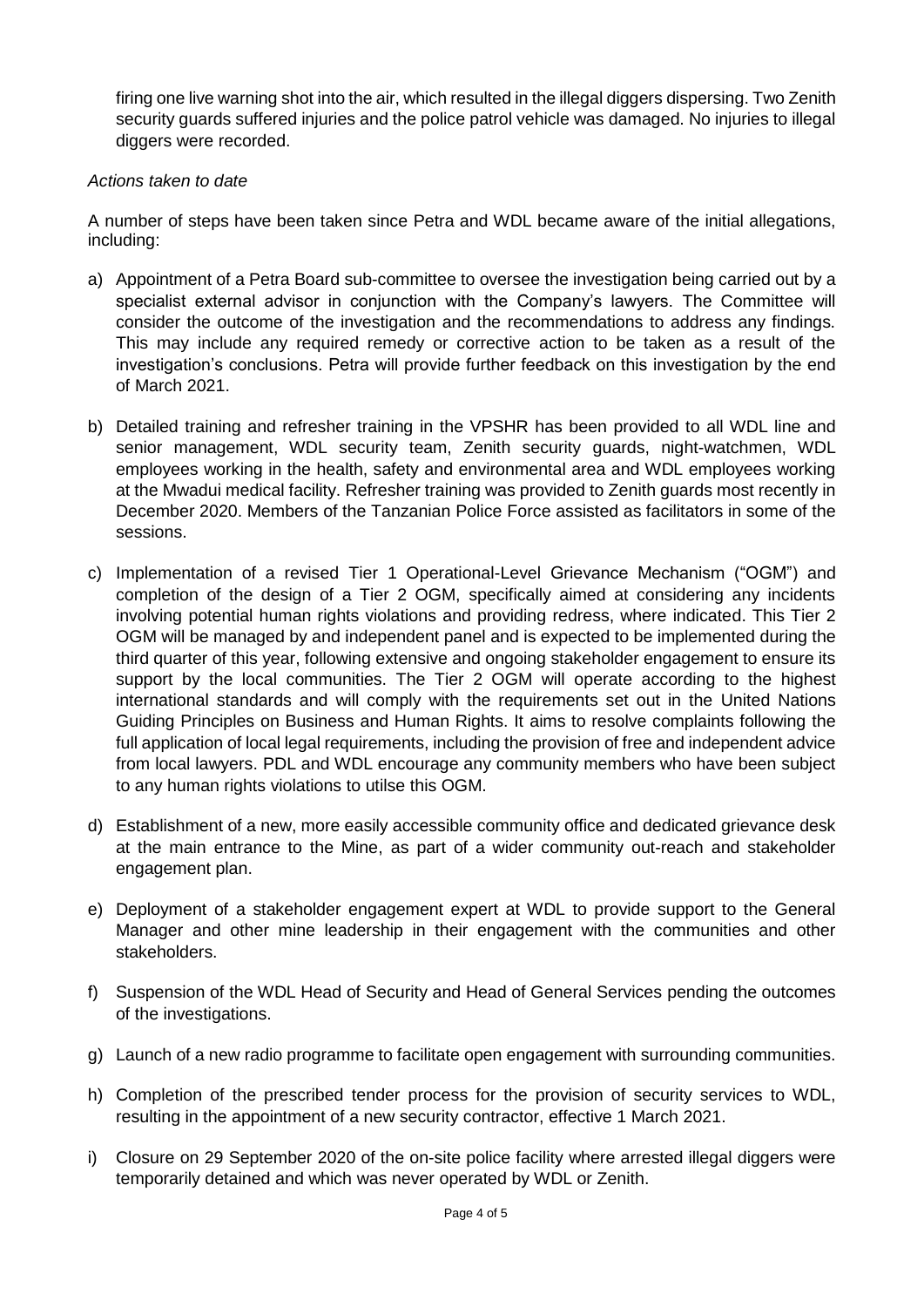firing one live warning shot into the air, which resulted in the illegal diggers dispersing. Two Zenith security guards suffered injuries and the police patrol vehicle was damaged. No injuries to illegal diggers were recorded.

*Actions taken to date*

A number of steps have been taken since Petra and WDL became aware of the initial allegations, including:

a) Appointment of a Petra Board sub-committee to oversee the investigation being carried out by a specialist external advisor in conjunction with the Company's lawyers. The Committee will consider the outcome of the investigation and the recommendations to address any findings. This may include any required remedy or corrective action to be taken as a result of the investigation's conclusions. Petra will provide further feedback on this investigation by the end of March 2021.

b) Detailed training and refresher training in the VPSHR has been provided to all WDL line and senior management, WDL security team, Zenith security guards, night-watchmen, WDL employees working in the health, safety and environmental area and WDL employees working at the Mwadui medical facility. Refresher training was provided to Zenith guards most recently in December 2020. Members of the Tanzanian Police Force assisted as facilitators in some of the sessions.

c) Implementation of a revised Tier 1 Operational-Level Grievance Mechanism ("OGM") and completion of the design of a Tier 2 OGM, specifically aimed at considering any incidents involving potential human rights violations and providing redress, where indicated. This Tier 2 OGM will be managed by and independent panel and is expected to be implemented during the third quarter of this year, following extensive and ongoing stakeholder engagement to ensure its support by the local communities. The Tier 2 OGM will operate according to the highest international standards and will comply with the requirements set out in the United Nations Guiding Principles on Business and Human Rights. It aims to resolve complaints following the full application of local legal requirements, including the provision of free and independent advice from local lawyers. PDL and WDL encourage any community members who have been subject to any human rights violations to utilse this OGM.

d) Establishment of a new, more easily accessible community office and dedicated grievance desk at the main entrance to the Mine, as part of a wider community out-reach and stakeholder engagement plan.

e) Deployment of a stakeholder engagement expert at WDL to provide support to the General Manager and other mine leadership in their engagement with the communities and other stakeholders.

f) Suspension of the WDL Head of Security and Head of General Services pending the outcomes of the investigations.

g) Launch of a new radio programme to facilitate open engagement with surrounding communities.

h) Completion of the prescribed tender process for the provision of security services to WDL, resulting in the appointment of a new security contractor, effective 1 March 2021.

i) Closure on 29 September 2020 of the on-site police facility where arrested illegal diggers were temporarily detained and which was never operated by WDL or Zenith.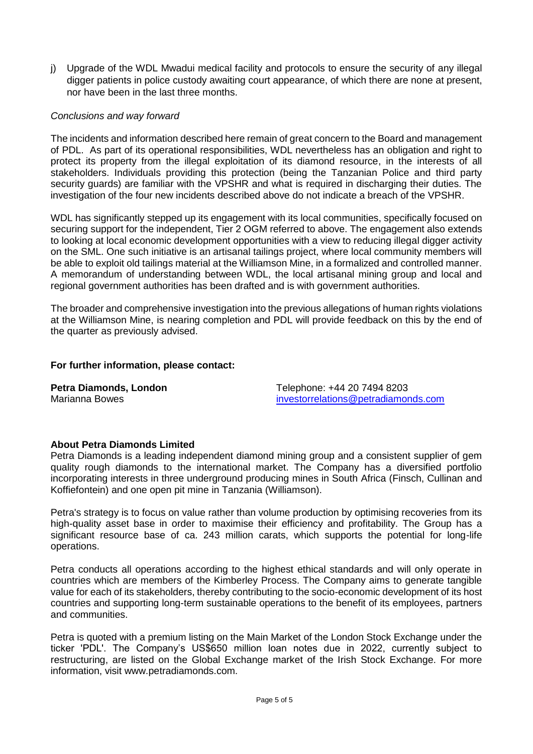j) Upgrade of the WDL Mwadui medical facility and protocols to ensure the security of any illegal digger patients in police custody awaiting court appearance, of which there are none at present, nor have been in the last three months.

*Conclusions and way forward*

The incidents and information described here remain of great concern to the Board and management of PDL. As part of its operational responsibilities, WDL nevertheless has an obligation and right to protect its property from the illegal exploitation of its diamond resource, in the interests of all stakeholders. Individuals providing this protection (being the Tanzanian Police and third party security guards) are familiar with the VPSHR and what is required in discharging their duties. The investigation of the four new incidents described above do not indicate a breach of the VPSHR.

WDL has significantly stepped up its engagement with its local communities, specifically focused on securing support for the independent, Tier 2 OGM referred to above. The engagement also extends to looking at local economic development opportunities with a view to reducing illegal digger activity on the SML. One such initiative is an artisanal tailings project, where local community members will be able to exploit old tailings material at the Williamson Mine, in a formalized and controlled manner. A memorandum of understanding between WDL, the local artisanal mining group and local and regional government authorities has been drafted and is with government authorities.

The broader and comprehensive investigation into the previous allegations of human rights violations at the Williamson Mine, is nearing completion and PDL will provide feedback on this by the end of the quarter as previously advised.

**For further information, please contact:**

**Petra Diamonds, London**
Marianna Bowes

Telephone: +44 20 7494 8203
investorrelations@petradiamonds.com

**About Petra Diamonds Limited**

Petra Diamonds is a leading independent diamond mining group and a consistent supplier of gem quality rough diamonds to the international market. The Company has a diversified portfolio incorporating interests in three underground producing mines in South Africa (Finsch, Cullinan and Koffiefontein) and one open pit mine in Tanzania (Williamson).

Petra's strategy is to focus on value rather than volume production by optimising recoveries from its high-quality asset base in order to maximise their efficiency and profitability. The Group has a significant resource base of ca. 243 million carats, which supports the potential for long-life operations.

Petra conducts all operations according to the highest ethical standards and will only operate in countries which are members of the Kimberley Process. The Company aims to generate tangible value for each of its stakeholders, thereby contributing to the socio-economic development of its host countries and supporting long-term sustainable operations to the benefit of its employees, partners and communities.

Petra is quoted with a premium listing on the Main Market of the London Stock Exchange under the ticker 'PDL'. The Company's US$650 million loan notes due in 2022, currently subject to restructuring, are listed on the Global Exchange market of the Irish Stock Exchange. For more information, visit www.petradiamonds.com.